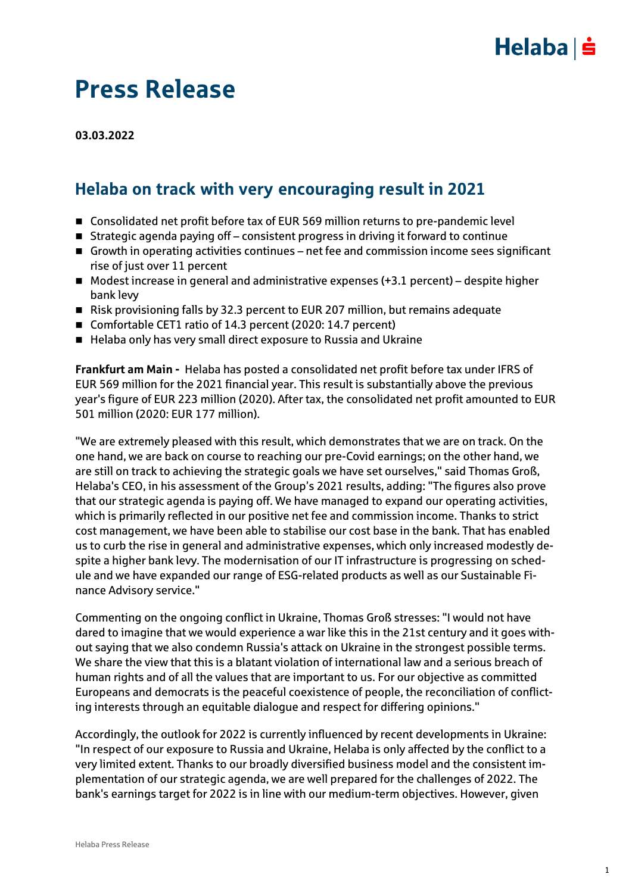# Press Release

**03.03.2022**

## Helaba on track with very encouraging result in 2021

- Consolidated net profit before tax of EUR 569 million returns to pre-pandemic level
- Strategic agenda paying off – consistent progress in driving it forward to continue
- Growth in operating activities continues – net fee and commission income sees significant rise of just over 11 percent
- Modest increase in general and administrative expenses (+3.1 percent) – despite higher bank levy
- Risk provisioning falls by 32.3 percent to EUR 207 million, but remains adequate
- Comfortable CET1 ratio of 14.3 percent (2020: 14.7 percent)
- Helaba only has very small direct exposure to Russia and Ukraine

**Frankfurt am Main -** Helaba has posted a consolidated net profit before tax under IFRS of EUR 569 million for the 2021 financial year. This result is substantially above the previous year's figure of EUR 223 million (2020). After tax, the consolidated net profit amounted to EUR 501 million (2020: EUR 177 million).

"We are extremely pleased with this result, which demonstrates that we are on track. On the one hand, we are back on course to reaching our pre-Covid earnings; on the other hand, we are still on track to achieving the strategic goals we have set ourselves," said Thomas Groß, Helaba's CEO, in his assessment of the Group's 2021 results, adding: "The figures also prove that our strategic agenda is paying off. We have managed to expand our operating activities, which is primarily reflected in our positive net fee and commission income. Thanks to strict cost management, we have been able to stabilise our cost base in the bank. That has enabled us to curb the rise in general and administrative expenses, which only increased modestly despite a higher bank levy. The modernisation of our IT infrastructure is progressing on schedule and we have expanded our range of ESG-related products as well as our Sustainable Finance Advisory service."

Commenting on the ongoing conflict in Ukraine, Thomas Groß stresses: "I would not have dared to imagine that we would experience a war like this in the 21st century and it goes without saying that we also condemn Russia's attack on Ukraine in the strongest possible terms. We share the view that this is a blatant violation of international law and a serious breach of human rights and of all the values that are important to us. For our objective as committed Europeans and democrats is the peaceful coexistence of people, the reconciliation of conflicting interests through an equitable dialogue and respect for differing opinions."

Accordingly, the outlook for 2022 is currently influenced by recent developments in Ukraine: "In respect of our exposure to Russia and Ukraine, Helaba is only affected by the conflict to a very limited extent. Thanks to our broadly diversified business model and the consistent implementation of our strategic agenda, we are well prepared for the challenges of 2022. The bank's earnings target for 2022 is in line with our medium-term objectives. However, given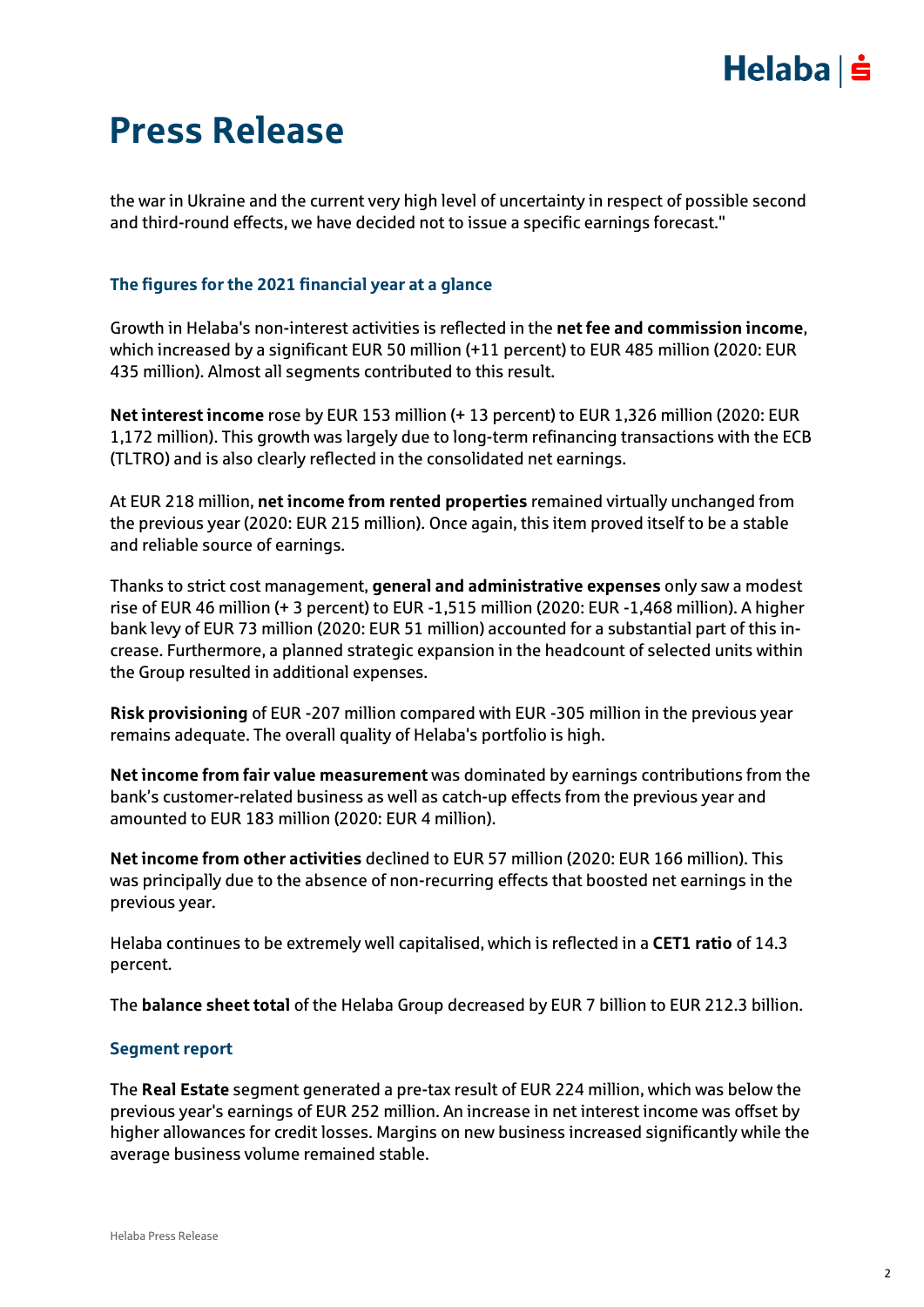# Press Release

the war in Ukraine and the current very high level of uncertainty in respect of possible second and third-round effects, we have decided not to issue a specific earnings forecast."

### The figures for the 2021 financial year at a glance

Growth in Helaba's non-interest activities is reflected in the **net fee and commission income**, which increased by a significant EUR 50 million (+11 percent) to EUR 485 million (2020: EUR 435 million). Almost all segments contributed to this result.

**Net interest income** rose by EUR 153 million (+ 13 percent) to EUR 1,326 million (2020: EUR 1,172 million). This growth was largely due to long-term refinancing transactions with the ECB (TLTRO) and is also clearly reflected in the consolidated net earnings.

At EUR 218 million, **net income from rented properties** remained virtually unchanged from the previous year (2020: EUR 215 million). Once again, this item proved itself to be a stable and reliable source of earnings.

Thanks to strict cost management, **general and administrative expenses** only saw a modest rise of EUR 46 million (+ 3 percent) to EUR -1,515 million (2020: EUR -1,468 million). A higher bank levy of EUR 73 million (2020: EUR 51 million) accounted for a substantial part of this increase. Furthermore, a planned strategic expansion in the headcount of selected units within the Group resulted in additional expenses.

**Risk provisioning** of EUR -207 million compared with EUR -305 million in the previous year remains adequate. The overall quality of Helaba's portfolio is high.

**Net income from fair value measurement** was dominated by earnings contributions from the bank's customer-related business as well as catch-up effects from the previous year and amounted to EUR 183 million (2020: EUR 4 million).

**Net income from other activities** declined to EUR 57 million (2020: EUR 166 million). This was principally due to the absence of non-recurring effects that boosted net earnings in the previous year.

Helaba continues to be extremely well capitalised, which is reflected in a **CET1 ratio** of 14.3 percent.

The **balance sheet total** of the Helaba Group decreased by EUR 7 billion to EUR 212.3 billion.

### Segment report

The **Real Estate** segment generated a pre-tax result of EUR 224 million, which was below the previous year's earnings of EUR 252 million. An increase in net interest income was offset by higher allowances for credit losses. Margins on new business increased significantly while the average business volume remained stable.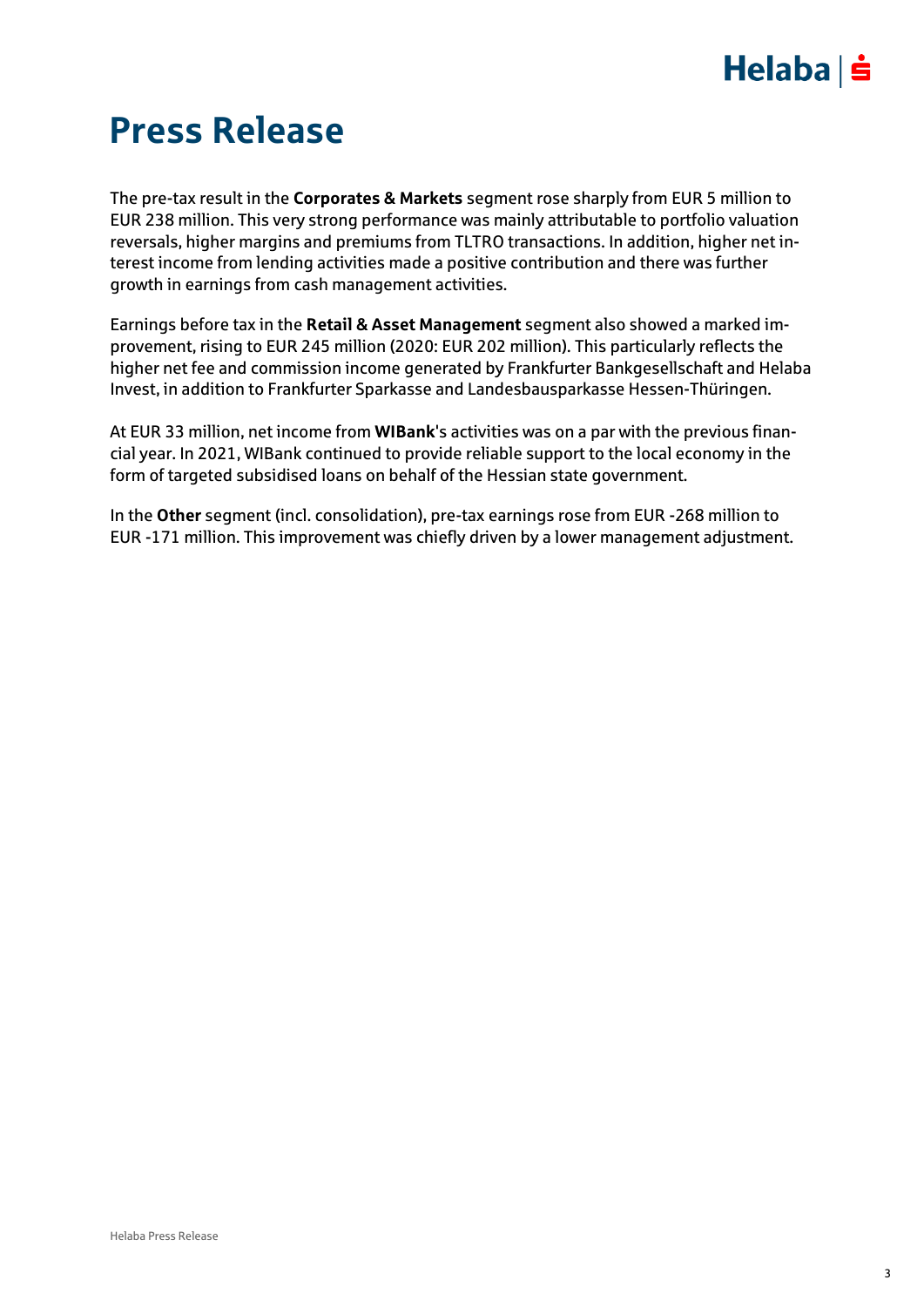# Press Release

The pre-tax result in the **Corporates & Markets** segment rose sharply from EUR 5 million to EUR 238 million. This very strong performance was mainly attributable to portfolio valuation reversals, higher margins and premiums from TLTRO transactions. In addition, higher net interest income from lending activities made a positive contribution and there was further growth in earnings from cash management activities.

Earnings before tax in the **Retail & Asset Management** segment also showed a marked improvement, rising to EUR 245 million (2020: EUR 202 million). This particularly reflects the higher net fee and commission income generated by Frankfurter Bankgesellschaft and Helaba Invest, in addition to Frankfurter Sparkasse and Landesbausparkasse Hessen-Thüringen.

At EUR 33 million, net income from **WIBank**'s activities was on a par with the previous financial year. In 2021, WIBank continued to provide reliable support to the local economy in the form of targeted subsidised loans on behalf of the Hessian state government.

In the **Other** segment (incl. consolidation), pre-tax earnings rose from EUR -268 million to EUR -171 million. This improvement was chiefly driven by a lower management adjustment.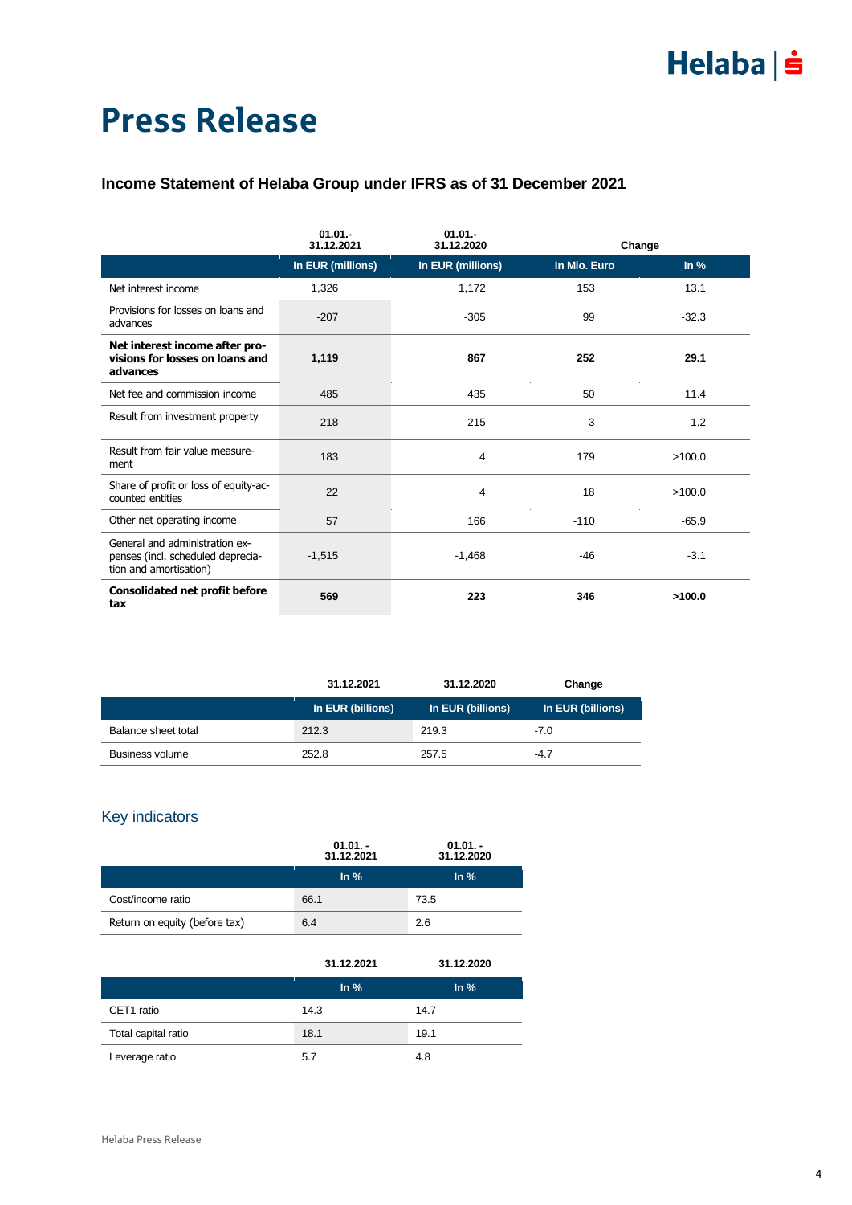# Press Release

### Income Statement of Helaba Group under IFRS as of 31 December 2021

| | 01.01.-31.12.2021 | 01.01.-31.12.2020 | Change | |
|---|---|---|---|---|
| | In EUR (millions) | In EUR (millions) | In Mio. Euro | In % |
| Net interest income | 1,326 | 1,172 | 153 | 13.1 |
| Provisions for losses on loans and advances | -207 | -305 | 99 | -32.3 |
| **Net interest income after provisions for losses on loans and advances** | **1,119** | **867** | **252** | **29.1** |
| Net fee and commission income | 485 | 435 | 50 | 11.4 |
| Result from investment property | 218 | 215 | 3 | 1.2 |
| Result from fair value measurement | 183 | 4 | 179 | >100.0 |
| Share of profit or loss of equity-accounted entities | 22 | 4 | 18 | >100.0 |
| Other net operating income | 57 | 166 | -110 | -65.9 |
| General and administration expenses (incl. scheduled depreciation and amortisation) | -1,515 | -1,468 | -46 | -3.1 |
| **Consolidated net profit before tax** | **569** | **223** | **346** | **>100.0** |

| | 31.12.2021 | 31.12.2020 | Change |
|---|---|---|---|
| | In EUR (billions) | In EUR (billions) | In EUR (billions) |
| Balance sheet total | 212.3 | 219.3 | -7.0 |
| Business volume | 252.8 | 257.5 | -4.7 |

## Key indicators

| | 01.01. - 31.12.2021 | 01.01. - 31.12.2020 |
|---|---|---|
| | In % | In % |
| Cost/income ratio | 66.1 | 73.5 |
| Return on equity (before tax) | 6.4 | 2.6 |

| | 31.12.2021 | 31.12.2020 |
|---|---|---|
| | In % | In % |
| CET1 ratio | 14.3 | 14.7 |
| Total capital ratio | 18.1 | 19.1 |
| Leverage ratio | 5.7 | 4.8 |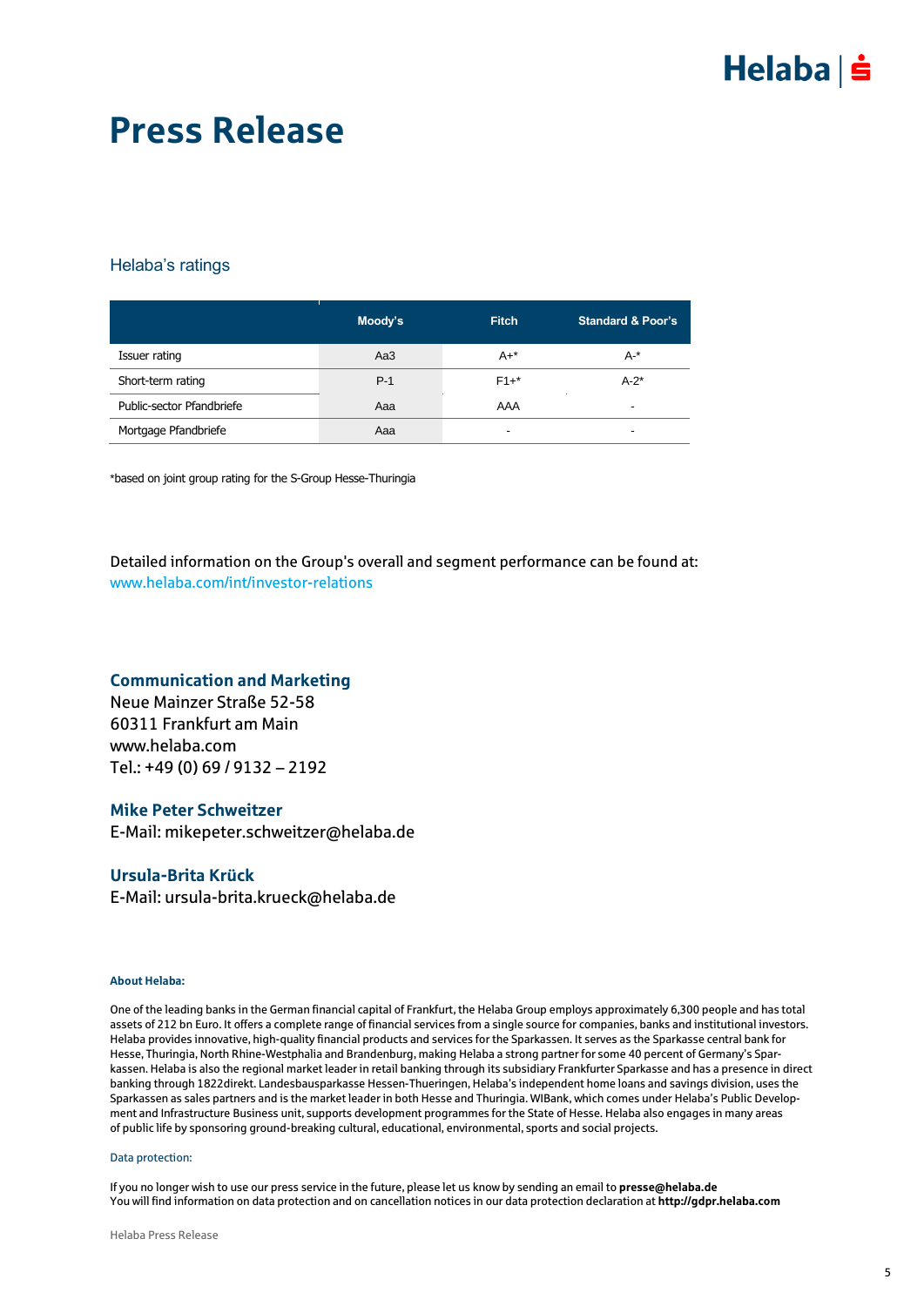# Press Release

## Helaba's ratings

| | Moody's | Fitch | Standard & Poor's |
|---|---|---|---|
| Issuer rating | Aa3 | A+* | A-* |
| Short-term rating | P-1 | F1+* | A-2* |
| Public-sector Pfandbriefe | Aaa | AAA | - |
| Mortgage Pfandbriefe | Aaa | - | - |

*based on joint group rating for the S-Group Hesse-Thuringia

Detailed information on the Group's overall and segment performance can be found at:
www.helaba.com/int/investor-relations

### Communication and Marketing

Neue Mainzer Straße 52-58
60311 Frankfurt am Main
www.helaba.com
Tel.: +49 (0) 69 / 9132 – 2192

### Mike Peter Schweitzer

E-Mail: mikepeter.schweitzer@helaba.de

### Ursula-Brita Krück

E-Mail: ursula-brita.krueck@helaba.de

**About Helaba:**

One of the leading banks in the German financial capital of Frankfurt, the Helaba Group employs approximately 6,300 people and has total assets of 212 bn Euro. It offers a complete range of financial services from a single source for companies, banks and institutional investors. Helaba provides innovative, high-quality financial products and services for the Sparkassen. It serves as the Sparkasse central bank for Hesse, Thuringia, North Rhine-Westphalia and Brandenburg, making Helaba a strong partner for some 40 percent of Germany's Sparkassen. Helaba is also the regional market leader in retail banking through its subsidiary Frankfurter Sparkasse and has a presence in direct banking through 1822direkt. Landesbausparkasse Hessen-Thueringen, Helaba's independent home loans and savings division, uses the Sparkassen as sales partners and is the market leader in both Hesse and Thuringia. WIBank, which comes under Helaba's Public Development and Infrastructure Business unit, supports development programmes for the State of Hesse. Helaba also engages in many areas of public life by sponsoring ground-breaking cultural, educational, environmental, sports and social projects.

Data protection:

If you no longer wish to use our press service in the future, please let us know by sending an email to **presse@helaba.de**
You will find information on data protection and on cancellation notices in our data protection declaration at **http://gdpr.helaba.com**